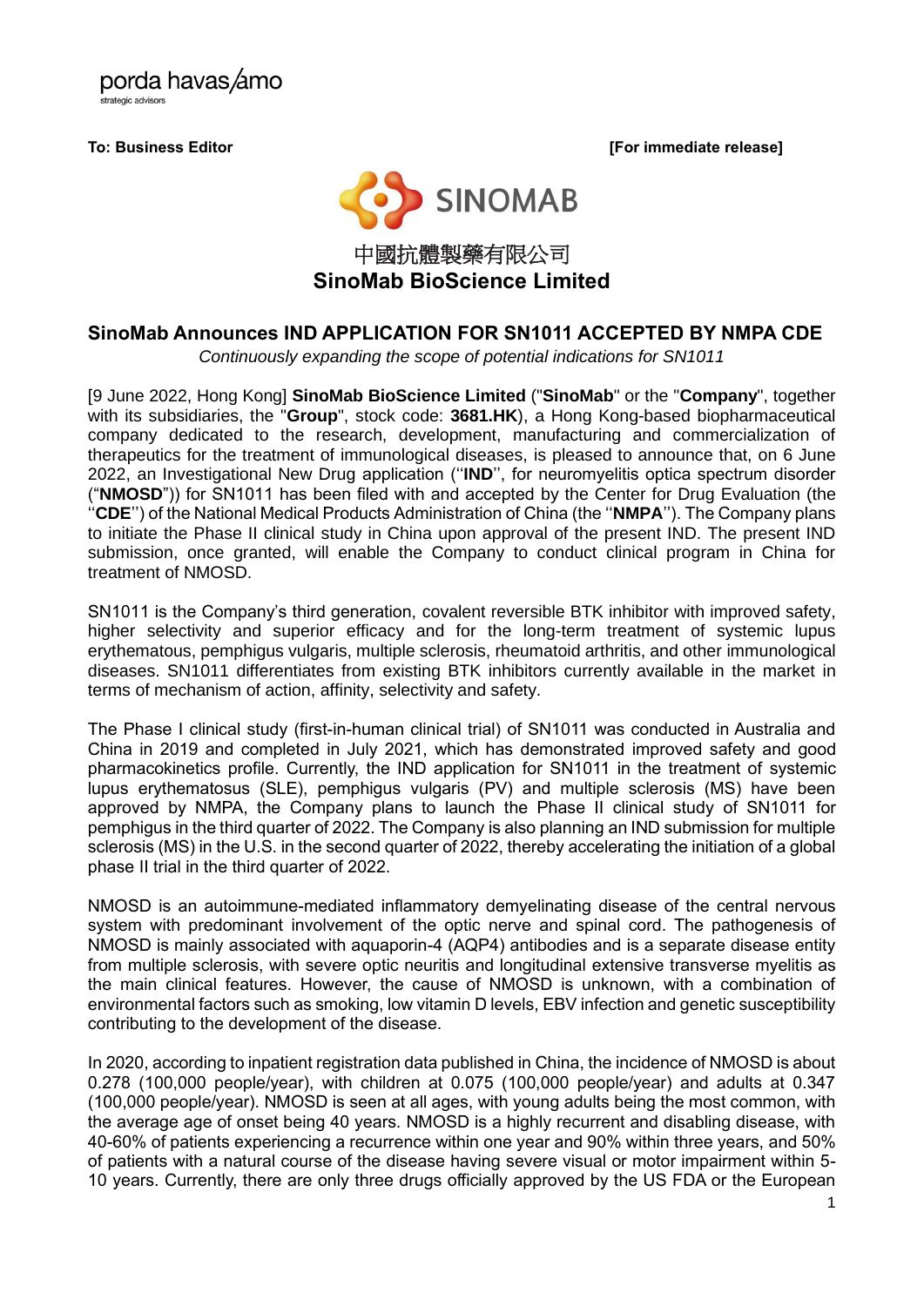porda havas/amo
strategic advisors

**To: Business Editor** **[For immediate release]**

SINOMAB

# 中國抗體製藥有限公司
# SinoMab BioScience Limited

## SinoMab Announces IND APPLICATION FOR SN1011 ACCEPTED BY NMPA CDE

*Continuously expanding the scope of potential indications for SN1011*

[9 June 2022, Hong Kong] **SinoMab BioScience Limited** ("**SinoMab**" or the "**Company**", together with its subsidiaries, the "**Group**", stock code: **3681.HK**), a Hong Kong-based biopharmaceutical company dedicated to the research, development, manufacturing and commercialization of therapeutics for the treatment of immunological diseases, is pleased to announce that, on 6 June 2022, an Investigational New Drug application (''**IND**'', for neuromyelitis optica spectrum disorder ("**NMOSD**")) for SN1011 has been filed with and accepted by the Center for Drug Evaluation (the ''**CDE**'') of the National Medical Products Administration of China (the ''**NMPA**''). The Company plans to initiate the Phase II clinical study in China upon approval of the present IND. The present IND submission, once granted, will enable the Company to conduct clinical program in China for treatment of NMOSD.

SN1011 is the Company's third generation, covalent reversible BTK inhibitor with improved safety, higher selectivity and superior efficacy and for the long-term treatment of systemic lupus erythematous, pemphigus vulgaris, multiple sclerosis, rheumatoid arthritis, and other immunological diseases. SN1011 differentiates from existing BTK inhibitors currently available in the market in terms of mechanism of action, affinity, selectivity and safety.

The Phase I clinical study (first-in-human clinical trial) of SN1011 was conducted in Australia and China in 2019 and completed in July 2021, which has demonstrated improved safety and good pharmacokinetics profile. Currently, the IND application for SN1011 in the treatment of systemic lupus erythematosus (SLE), pemphigus vulgaris (PV) and multiple sclerosis (MS) have been approved by NMPA, the Company plans to launch the Phase II clinical study of SN1011 for pemphigus in the third quarter of 2022. The Company is also planning an IND submission for multiple sclerosis (MS) in the U.S. in the second quarter of 2022, thereby accelerating the initiation of a global phase II trial in the third quarter of 2022.

NMOSD is an autoimmune-mediated inflammatory demyelinating disease of the central nervous system with predominant involvement of the optic nerve and spinal cord. The pathogenesis of NMOSD is mainly associated with aquaporin-4 (AQP4) antibodies and is a separate disease entity from multiple sclerosis, with severe optic neuritis and longitudinal extensive transverse myelitis as the main clinical features. However, the cause of NMOSD is unknown, with a combination of environmental factors such as smoking, low vitamin D levels, EBV infection and genetic susceptibility contributing to the development of the disease.

In 2020, according to inpatient registration data published in China, the incidence of NMOSD is about 0.278 (100,000 people/year), with children at 0.075 (100,000 people/year) and adults at 0.347 (100,000 people/year). NMOSD is seen at all ages, with young adults being the most common, with the average age of onset being 40 years. NMOSD is a highly recurrent and disabling disease, with 40-60% of patients experiencing a recurrence within one year and 90% within three years, and 50% of patients with a natural course of the disease having severe visual or motor impairment within 5-10 years. Currently, there are only three drugs officially approved by the US FDA or the European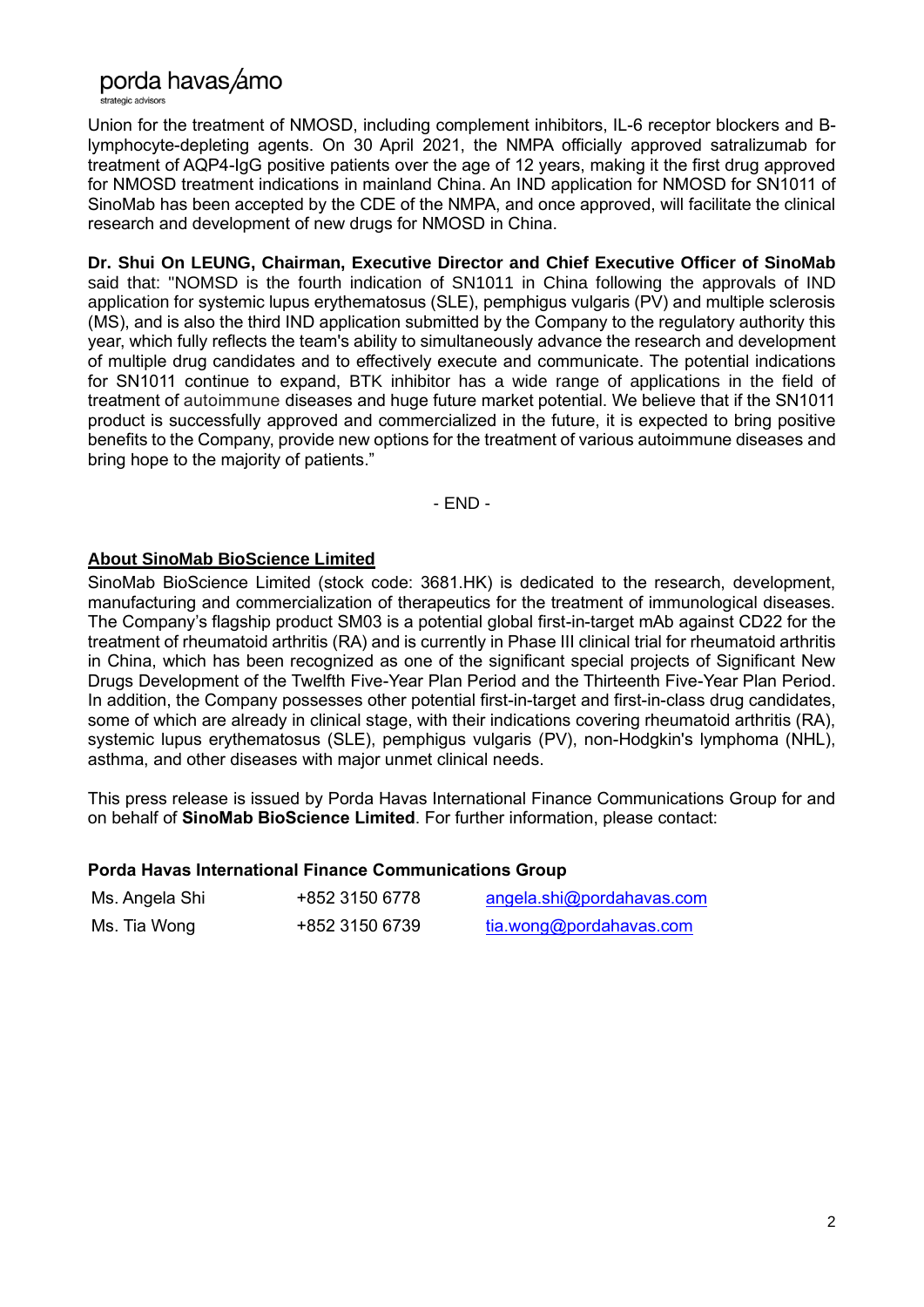Union for the treatment of NMOSD, including complement inhibitors, IL-6 receptor blockers and B-lymphocyte-depleting agents. On 30 April 2021, the NMPA officially approved satralizumab for treatment of AQP4-IgG positive patients over the age of 12 years, making it the first drug approved for NMOSD treatment indications in mainland China. An IND application for NMOSD for SN1011 of SinoMab has been accepted by the CDE of the NMPA, and once approved, will facilitate the clinical research and development of new drugs for NMOSD in China.

**Dr. Shui On LEUNG, Chairman, Executive Director and Chief Executive Officer of SinoMab** said that: "NOMSD is the fourth indication of SN1011 in China following the approvals of IND application for systemic lupus erythematosus (SLE), pemphigus vulgaris (PV) and multiple sclerosis (MS), and is also the third IND application submitted by the Company to the regulatory authority this year, which fully reflects the team's ability to simultaneously advance the research and development of multiple drug candidates and to effectively execute and communicate. The potential indications for SN1011 continue to expand, BTK inhibitor has a wide range of applications in the field of treatment of autoimmune diseases and huge future market potential. We believe that if the SN1011 product is successfully approved and commercialized in the future, it is expected to bring positive benefits to the Company, provide new options for the treatment of various autoimmune diseases and bring hope to the majority of patients."

\- END -

**About SinoMab BioScience Limited**

SinoMab BioScience Limited (stock code: 3681.HK) is dedicated to the research, development, manufacturing and commercialization of therapeutics for the treatment of immunological diseases. The Company's flagship product SM03 is a potential global first-in-target mAb against CD22 for the treatment of rheumatoid arthritis (RA) and is currently in Phase III clinical trial for rheumatoid arthritis in China, which has been recognized as one of the significant special projects of Significant New Drugs Development of the Twelfth Five-Year Plan Period and the Thirteenth Five-Year Plan Period. In addition, the Company possesses other potential first-in-target and first-in-class drug candidates, some of which are already in clinical stage, with their indications covering rheumatoid arthritis (RA), systemic lupus erythematosus (SLE), pemphigus vulgaris (PV), non-Hodgkin's lymphoma (NHL), asthma, and other diseases with major unmet clinical needs.

This press release is issued by Porda Havas International Finance Communications Group for and on behalf of **SinoMab BioScience Limited**. For further information, please contact:

**Porda Havas International Finance Communications Group**

| | | |
|---|---|---|
| Ms. Angela Shi | +852 3150 6778 | angela.shi@pordahavas.com |
| Ms. Tia Wong | +852 3150 6739 | tia.wong@pordahavas.com |